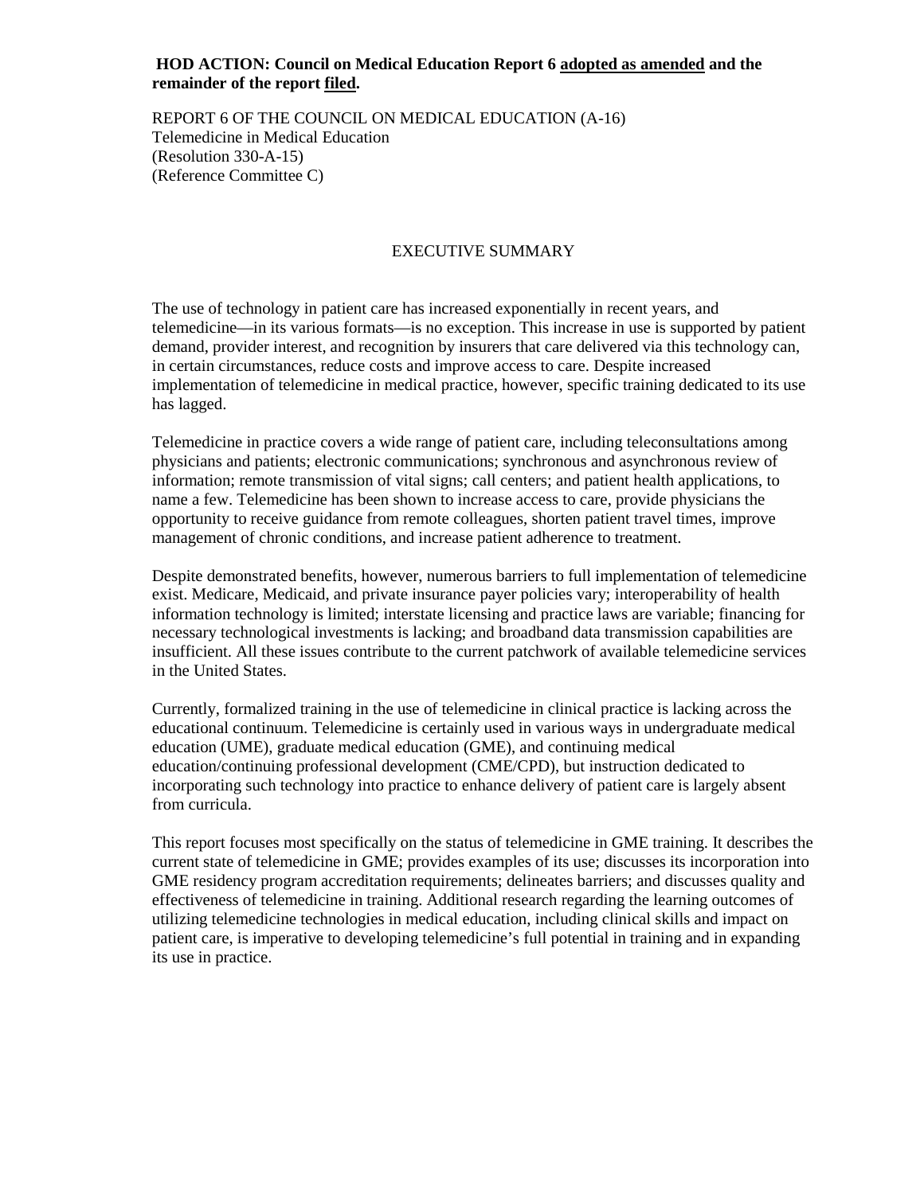**HOD ACTION: Council on Medical Education Report 6 adopted as amended and the remainder of the report filed.**

REPORT 6 OF THE COUNCIL ON MEDICAL EDUCATION (A-16)
Telemedicine in Medical Education
(Resolution 330-A-15)
(Reference Committee C)

## EXECUTIVE SUMMARY

The use of technology in patient care has increased exponentially in recent years, and telemedicine—in its various formats—is no exception. This increase in use is supported by patient demand, provider interest, and recognition by insurers that care delivered via this technology can, in certain circumstances, reduce costs and improve access to care. Despite increased implementation of telemedicine in medical practice, however, specific training dedicated to its use has lagged.

Telemedicine in practice covers a wide range of patient care, including teleconsultations among physicians and patients; electronic communications; synchronous and asynchronous review of information; remote transmission of vital signs; call centers; and patient health applications, to name a few. Telemedicine has been shown to increase access to care, provide physicians the opportunity to receive guidance from remote colleagues, shorten patient travel times, improve management of chronic conditions, and increase patient adherence to treatment.

Despite demonstrated benefits, however, numerous barriers to full implementation of telemedicine exist. Medicare, Medicaid, and private insurance payer policies vary; interoperability of health information technology is limited; interstate licensing and practice laws are variable; financing for necessary technological investments is lacking; and broadband data transmission capabilities are insufficient. All these issues contribute to the current patchwork of available telemedicine services in the United States.

Currently, formalized training in the use of telemedicine in clinical practice is lacking across the educational continuum. Telemedicine is certainly used in various ways in undergraduate medical education (UME), graduate medical education (GME), and continuing medical education/continuing professional development (CME/CPD), but instruction dedicated to incorporating such technology into practice to enhance delivery of patient care is largely absent from curricula.

This report focuses most specifically on the status of telemedicine in GME training. It describes the current state of telemedicine in GME; provides examples of its use; discusses its incorporation into GME residency program accreditation requirements; delineates barriers; and discusses quality and effectiveness of telemedicine in training. Additional research regarding the learning outcomes of utilizing telemedicine technologies in medical education, including clinical skills and impact on patient care, is imperative to developing telemedicine's full potential in training and in expanding its use in practice.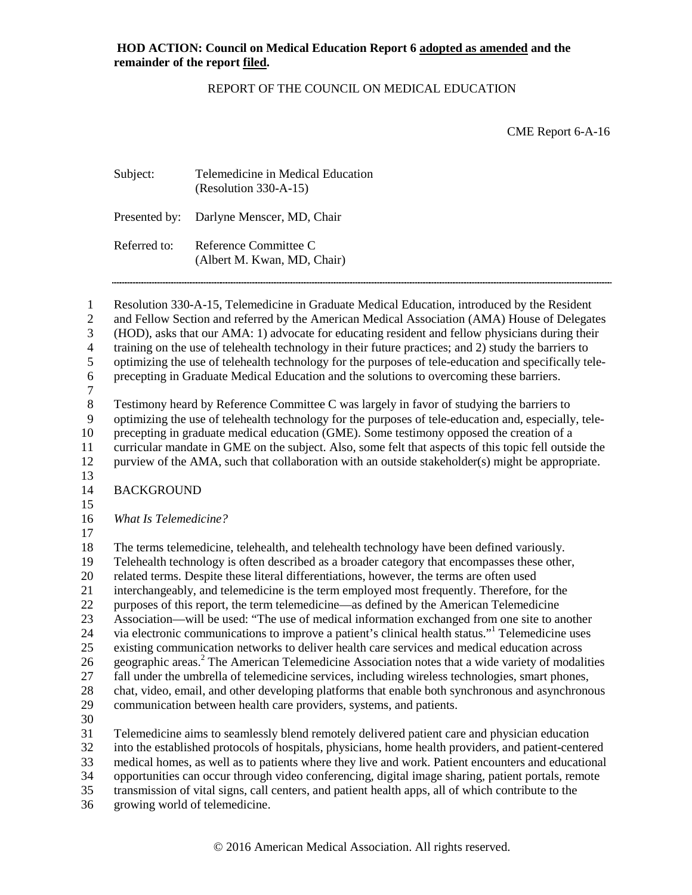**HOD ACTION: Council on Medical Education Report 6 adopted as amended and the remainder of the report filed.**

REPORT OF THE COUNCIL ON MEDICAL EDUCATION

CME Report 6-A-16

Subject: Telemedicine in Medical Education (Resolution 330-A-15)

Presented by: Darlyne Menscer, MD, Chair

Referred to: Reference Committee C (Albert M. Kwan, MD, Chair)

---

Resolution 330-A-15, Telemedicine in Graduate Medical Education, introduced by the Resident and Fellow Section and referred by the American Medical Association (AMA) House of Delegates (HOD), asks that our AMA: 1) advocate for educating resident and fellow physicians during their training on the use of telehealth technology in their future practices; and 2) study the barriers to optimizing the use of telehealth technology for the purposes of tele-education and specifically tele-precepting in Graduate Medical Education and the solutions to overcoming these barriers.

Testimony heard by Reference Committee C was largely in favor of studying the barriers to optimizing the use of telehealth technology for the purposes of tele-education and, especially, tele-precepting in graduate medical education (GME). Some testimony opposed the creation of a curricular mandate in GME on the subject. Also, some felt that aspects of this topic fell outside the purview of the AMA, such that collaboration with an outside stakeholder(s) might be appropriate.

## BACKGROUND

*What Is Telemedicine?*

The terms telemedicine, telehealth, and telehealth technology have been defined variously. Telehealth technology is often described as a broader category that encompasses these other, related terms. Despite these literal differentiations, however, the terms are often used interchangeably, and telemedicine is the term employed most frequently. Therefore, for the purposes of this report, the term telemedicine—as defined by the American Telemedicine Association—will be used: "The use of medical information exchanged from one site to another via electronic communications to improve a patient's clinical health status."[1] Telemedicine uses existing communication networks to deliver health care services and medical education across geographic areas.[2] The American Telemedicine Association notes that a wide variety of modalities fall under the umbrella of telemedicine services, including wireless technologies, smart phones, chat, video, email, and other developing platforms that enable both synchronous and asynchronous communication between health care providers, systems, and patients.

Telemedicine aims to seamlessly blend remotely delivered patient care and physician education into the established protocols of hospitals, physicians, home health providers, and patient-centered medical homes, as well as to patients where they live and work. Patient encounters and educational opportunities can occur through video conferencing, digital image sharing, patient portals, remote transmission of vital signs, call centers, and patient health apps, all of which contribute to the growing world of telemedicine.

© 2016 American Medical Association. All rights reserved.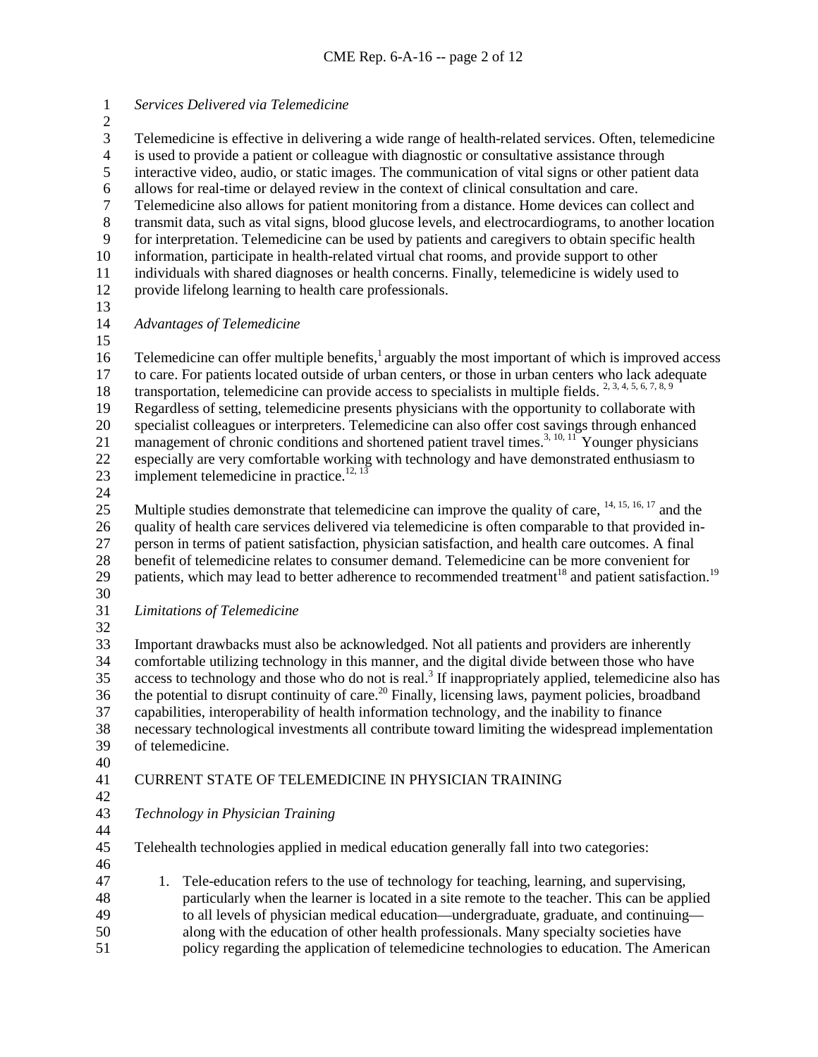*Services Delivered via Telemedicine*

Telemedicine is effective in delivering a wide range of health-related services. Often, telemedicine is used to provide a patient or colleague with diagnostic or consultative assistance through interactive video, audio, or static images. The communication of vital signs or other patient data allows for real-time or delayed review in the context of clinical consultation and care. Telemedicine also allows for patient monitoring from a distance. Home devices can collect and transmit data, such as vital signs, blood glucose levels, and electrocardiograms, to another location for interpretation. Telemedicine can be used by patients and caregivers to obtain specific health information, participate in health-related virtual chat rooms, and provide support to other individuals with shared diagnoses or health concerns. Finally, telemedicine is widely used to provide lifelong learning to health care professionals.

*Advantages of Telemedicine*

Telemedicine can offer multiple benefits,[1] arguably the most important of which is improved access to care. For patients located outside of urban centers, or those in urban centers who lack adequate transportation, telemedicine can provide access to specialists in multiple fields.[2, 3, 4, 5, 6, 7, 8, 9] Regardless of setting, telemedicine presents physicians with the opportunity to collaborate with specialist colleagues or interpreters. Telemedicine can also offer cost savings through enhanced management of chronic conditions and shortened patient travel times.[3, 10, 11] Younger physicians especially are very comfortable working with technology and have demonstrated enthusiasm to implement telemedicine in practice.[12, 13]

Multiple studies demonstrate that telemedicine can improve the quality of care,[14, 15, 16, 17] and the quality of health care services delivered via telemedicine is often comparable to that provided in-person in terms of patient satisfaction, physician satisfaction, and health care outcomes. A final benefit of telemedicine relates to consumer demand. Telemedicine can be more convenient for patients, which may lead to better adherence to recommended treatment[18] and patient satisfaction.[19]

*Limitations of Telemedicine*

Important drawbacks must also be acknowledged. Not all patients and providers are inherently comfortable utilizing technology in this manner, and the digital divide between those who have access to technology and those who do not is real.[3] If inappropriately applied, telemedicine also has the potential to disrupt continuity of care.[20] Finally, licensing laws, payment policies, broadband capabilities, interoperability of health information technology, and the inability to finance necessary technological investments all contribute toward limiting the widespread implementation of telemedicine.

## CURRENT STATE OF TELEMEDICINE IN PHYSICIAN TRAINING

*Technology in Physician Training*

Telehealth technologies applied in medical education generally fall into two categories:

1. Tele-education refers to the use of technology for teaching, learning, and supervising, particularly when the learner is located in a site remote to the teacher. This can be applied to all levels of physician medical education—undergraduate, graduate, and continuing—along with the education of other health professionals. Many specialty societies have policy regarding the application of telemedicine technologies to education. The American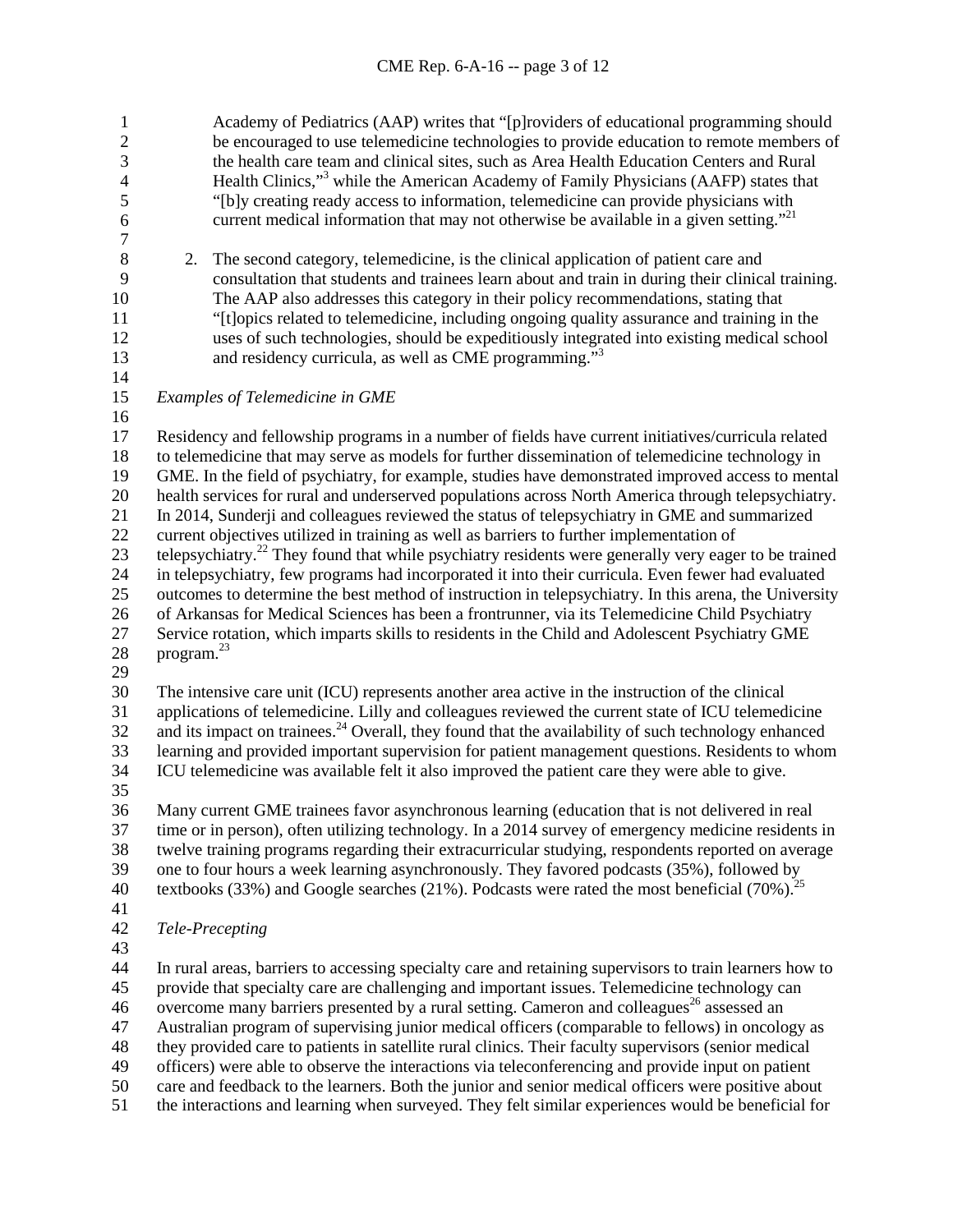Academy of Pediatrics (AAP) writes that "[p]roviders of educational programming should be encouraged to use telemedicine technologies to provide education to remote members of the health care team and clinical sites, such as Area Health Education Centers and Rural Health Clinics,"[3] while the American Academy of Family Physicians (AAFP) states that "[b]y creating ready access to information, telemedicine can provide physicians with current medical information that may not otherwise be available in a given setting."[21]

2. The second category, telemedicine, is the clinical application of patient care and consultation that students and trainees learn about and train in during their clinical training. The AAP also addresses this category in their policy recommendations, stating that "[t]opics related to telemedicine, including ongoing quality assurance and training in the uses of such technologies, should be expeditiously integrated into existing medical school and residency curricula, as well as CME programming."[3]

*Examples of Telemedicine in GME*

Residency and fellowship programs in a number of fields have current initiatives/curricula related to telemedicine that may serve as models for further dissemination of telemedicine technology in GME. In the field of psychiatry, for example, studies have demonstrated improved access to mental health services for rural and underserved populations across North America through telepsychiatry. In 2014, Sunderji and colleagues reviewed the status of telepsychiatry in GME and summarized current objectives utilized in training as well as barriers to further implementation of telepsychiatry.[22] They found that while psychiatry residents were generally very eager to be trained in telepsychiatry, few programs had incorporated it into their curricula. Even fewer had evaluated outcomes to determine the best method of instruction in telepsychiatry. In this arena, the University of Arkansas for Medical Sciences has been a frontrunner, via its Telemedicine Child Psychiatry Service rotation, which imparts skills to residents in the Child and Adolescent Psychiatry GME program.[23]

The intensive care unit (ICU) represents another area active in the instruction of the clinical applications of telemedicine. Lilly and colleagues reviewed the current state of ICU telemedicine and its impact on trainees.[24] Overall, they found that the availability of such technology enhanced learning and provided important supervision for patient management questions. Residents to whom ICU telemedicine was available felt it also improved the patient care they were able to give.

Many current GME trainees favor asynchronous learning (education that is not delivered in real time or in person), often utilizing technology. In a 2014 survey of emergency medicine residents in twelve training programs regarding their extracurricular studying, respondents reported on average one to four hours a week learning asynchronously. They favored podcasts (35%), followed by textbooks (33%) and Google searches (21%). Podcasts were rated the most beneficial (70%).[25]

*Tele-Precepting*

In rural areas, barriers to accessing specialty care and retaining supervisors to train learners how to provide that specialty care are challenging and important issues. Telemedicine technology can overcome many barriers presented by a rural setting. Cameron and colleagues[26] assessed an Australian program of supervising junior medical officers (comparable to fellows) in oncology as they provided care to patients in satellite rural clinics. Their faculty supervisors (senior medical officers) were able to observe the interactions via teleconferencing and provide input on patient care and feedback to the learners. Both the junior and senior medical officers were positive about the interactions and learning when surveyed. They felt similar experiences would be beneficial for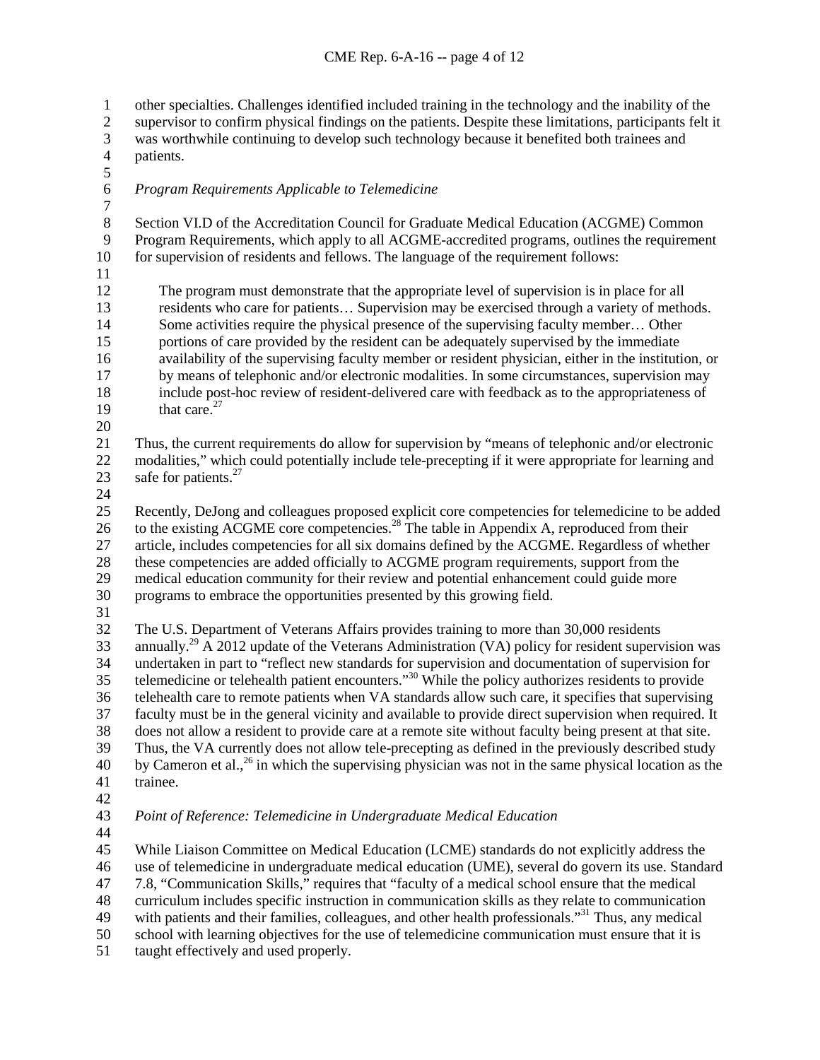other specialties. Challenges identified included training in the technology and the inability of the supervisor to confirm physical findings on the patients. Despite these limitations, participants felt it was worthwhile continuing to develop such technology because it benefited both trainees and patients.

*Program Requirements Applicable to Telemedicine*

Section VI.D of the Accreditation Council for Graduate Medical Education (ACGME) Common Program Requirements, which apply to all ACGME-accredited programs, outlines the requirement for supervision of residents and fellows. The language of the requirement follows:

> The program must demonstrate that the appropriate level of supervision is in place for all residents who care for patients… Supervision may be exercised through a variety of methods. Some activities require the physical presence of the supervising faculty member… Other portions of care provided by the resident can be adequately supervised by the immediate availability of the supervising faculty member or resident physician, either in the institution, or by means of telephonic and/or electronic modalities. In some circumstances, supervision may include post-hoc review of resident-delivered care with feedback as to the appropriateness of that care.[27]

Thus, the current requirements do allow for supervision by "means of telephonic and/or electronic modalities," which could potentially include tele-precepting if it were appropriate for learning and safe for patients.[27]

Recently, DeJong and colleagues proposed explicit core competencies for telemedicine to be added to the existing ACGME core competencies.[28] The table in Appendix A, reproduced from their article, includes competencies for all six domains defined by the ACGME. Regardless of whether these competencies are added officially to ACGME program requirements, support from the medical education community for their review and potential enhancement could guide more programs to embrace the opportunities presented by this growing field.

The U.S. Department of Veterans Affairs provides training to more than 30,000 residents annually.[29] A 2012 update of the Veterans Administration (VA) policy for resident supervision was undertaken in part to "reflect new standards for supervision and documentation of supervision for telemedicine or telehealth patient encounters."[30] While the policy authorizes residents to provide telehealth care to remote patients when VA standards allow such care, it specifies that supervising faculty must be in the general vicinity and available to provide direct supervision when required. It does not allow a resident to provide care at a remote site without faculty being present at that site. Thus, the VA currently does not allow tele-precepting as defined in the previously described study by Cameron et al.,[26] in which the supervising physician was not in the same physical location as the trainee.

*Point of Reference: Telemedicine in Undergraduate Medical Education*

While Liaison Committee on Medical Education (LCME) standards do not explicitly address the use of telemedicine in undergraduate medical education (UME), several do govern its use. Standard 7.8, "Communication Skills," requires that "faculty of a medical school ensure that the medical curriculum includes specific instruction in communication skills as they relate to communication with patients and their families, colleagues, and other health professionals."[31] Thus, any medical school with learning objectives for the use of telemedicine communication must ensure that it is taught effectively and used properly.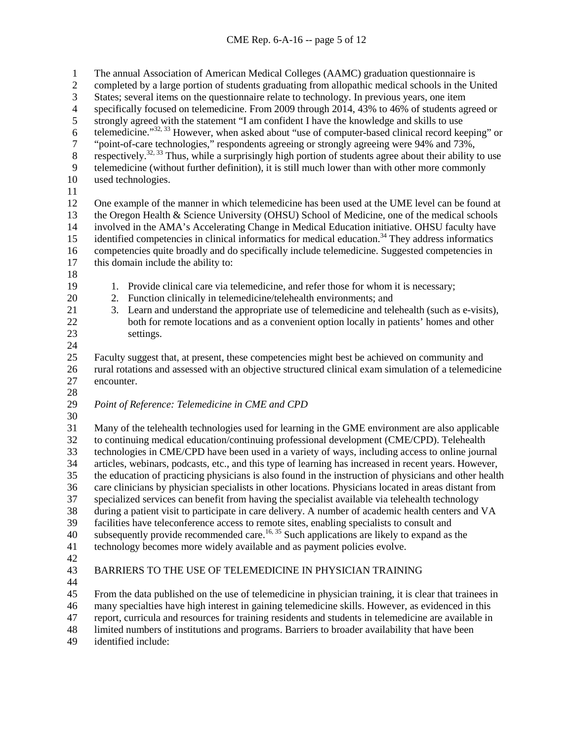The annual Association of American Medical Colleges (AAMC) graduation questionnaire is completed by a large portion of students graduating from allopathic medical schools in the United States; several items on the questionnaire relate to technology. In previous years, one item specifically focused on telemedicine. From 2009 through 2014, 43% to 46% of students agreed or strongly agreed with the statement "I am confident I have the knowledge and skills to use telemedicine."[32, 33] However, when asked about "use of computer-based clinical record keeping" or "point-of-care technologies," respondents agreeing or strongly agreeing were 94% and 73%, respectively.[32, 33] Thus, while a surprisingly high portion of students agree about their ability to use telemedicine (without further definition), it is still much lower than with other more commonly used technologies.

One example of the manner in which telemedicine has been used at the UME level can be found at the Oregon Health & Science University (OHSU) School of Medicine, one of the medical schools involved in the AMA's Accelerating Change in Medical Education initiative. OHSU faculty have identified competencies in clinical informatics for medical education.[34] They address informatics competencies quite broadly and do specifically include telemedicine. Suggested competencies in this domain include the ability to:

1. Provide clinical care via telemedicine, and refer those for whom it is necessary;
2. Function clinically in telemedicine/telehealth environments; and
3. Learn and understand the appropriate use of telemedicine and telehealth (such as e-visits), both for remote locations and as a convenient option locally in patients' homes and other settings.

Faculty suggest that, at present, these competencies might best be achieved on community and rural rotations and assessed with an objective structured clinical exam simulation of a telemedicine encounter.

*Point of Reference: Telemedicine in CME and CPD*

Many of the telehealth technologies used for learning in the GME environment are also applicable to continuing medical education/continuing professional development (CME/CPD). Telehealth technologies in CME/CPD have been used in a variety of ways, including access to online journal articles, webinars, podcasts, etc., and this type of learning has increased in recent years. However, the education of practicing physicians is also found in the instruction of physicians and other health care clinicians by physician specialists in other locations. Physicians located in areas distant from specialized services can benefit from having the specialist available via telehealth technology during a patient visit to participate in care delivery. A number of academic health centers and VA facilities have teleconference access to remote sites, enabling specialists to consult and subsequently provide recommended care.[16, 35] Such applications are likely to expand as the technology becomes more widely available and as payment policies evolve.

## BARRIERS TO THE USE OF TELEMEDICINE IN PHYSICIAN TRAINING

From the data published on the use of telemedicine in physician training, it is clear that trainees in many specialties have high interest in gaining telemedicine skills. However, as evidenced in this report, curricula and resources for training residents and students in telemedicine are available in limited numbers of institutions and programs. Barriers to broader availability that have been identified include: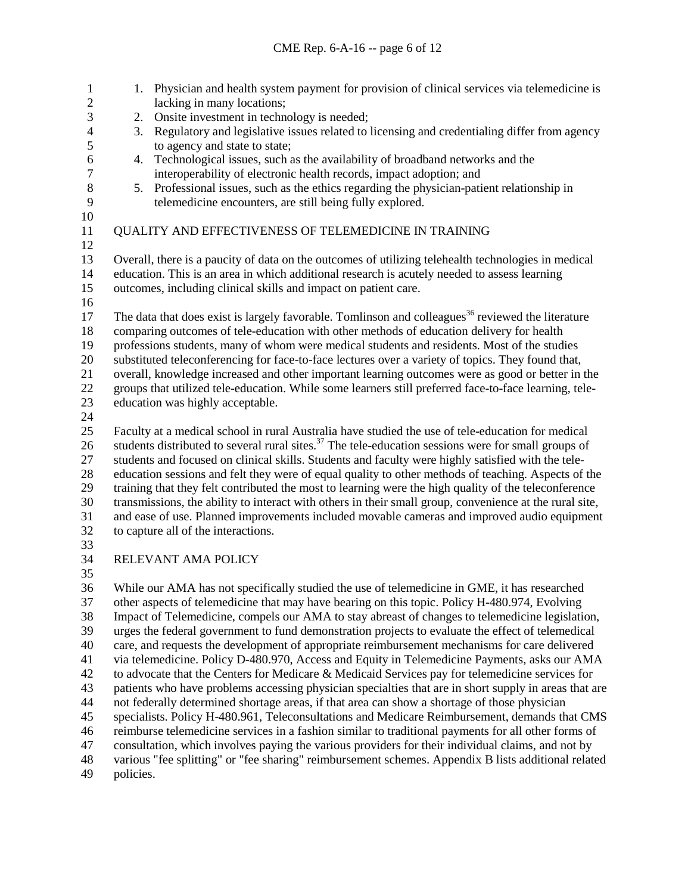1. Physician and health system payment for provision of clinical services via telemedicine is lacking in many locations;
2. Onsite investment in technology is needed;
3. Regulatory and legislative issues related to licensing and credentialing differ from agency to agency and state to state;
4. Technological issues, such as the availability of broadband networks and the interoperability of electronic health records, impact adoption; and
5. Professional issues, such as the ethics regarding the physician-patient relationship in telemedicine encounters, are still being fully explored.

## QUALITY AND EFFECTIVENESS OF TELEMEDICINE IN TRAINING

Overall, there is a paucity of data on the outcomes of utilizing telehealth technologies in medical education. This is an area in which additional research is acutely needed to assess learning outcomes, including clinical skills and impact on patient care.

The data that does exist is largely favorable. Tomlinson and colleagues[36] reviewed the literature comparing outcomes of tele-education with other methods of education delivery for health professions students, many of whom were medical students and residents. Most of the studies substituted teleconferencing for face-to-face lectures over a variety of topics. They found that, overall, knowledge increased and other important learning outcomes were as good or better in the groups that utilized tele-education. While some learners still preferred face-to-face learning, tele-education was highly acceptable.

Faculty at a medical school in rural Australia have studied the use of tele-education for medical students distributed to several rural sites.[37] The tele-education sessions were for small groups of students and focused on clinical skills. Students and faculty were highly satisfied with the tele-education sessions and felt they were of equal quality to other methods of teaching. Aspects of the training that they felt contributed the most to learning were the high quality of the teleconference transmissions, the ability to interact with others in their small group, convenience at the rural site, and ease of use. Planned improvements included movable cameras and improved audio equipment to capture all of the interactions.

## RELEVANT AMA POLICY

While our AMA has not specifically studied the use of telemedicine in GME, it has researched other aspects of telemedicine that may have bearing on this topic. Policy H-480.974, Evolving Impact of Telemedicine, compels our AMA to stay abreast of changes to telemedicine legislation, urges the federal government to fund demonstration projects to evaluate the effect of telemedical care, and requests the development of appropriate reimbursement mechanisms for care delivered via telemedicine. Policy D-480.970, Access and Equity in Telemedicine Payments, asks our AMA to advocate that the Centers for Medicare & Medicaid Services pay for telemedicine services for patients who have problems accessing physician specialties that are in short supply in areas that are not federally determined shortage areas, if that area can show a shortage of those physician specialists. Policy H-480.961, Teleconsultations and Medicare Reimbursement, demands that CMS reimburse telemedicine services in a fashion similar to traditional payments for all other forms of consultation, which involves paying the various providers for their individual claims, and not by various "fee splitting" or "fee sharing" reimbursement schemes. Appendix B lists additional related policies.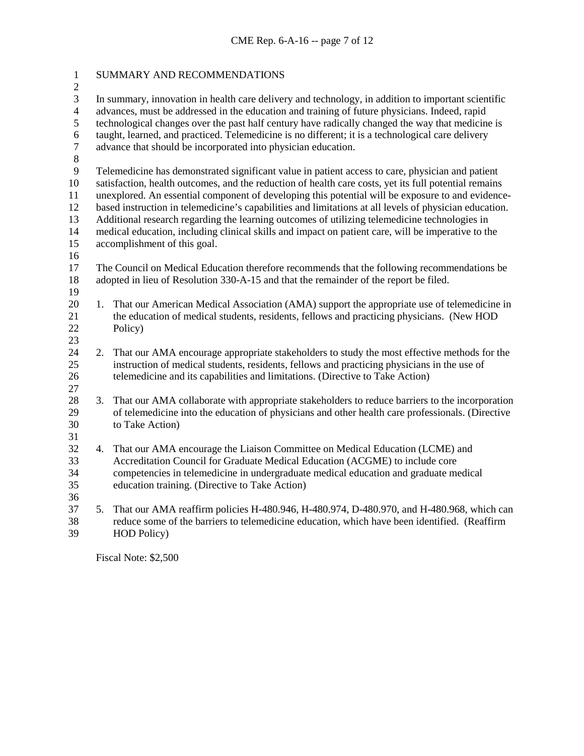## SUMMARY AND RECOMMENDATIONS

In summary, innovation in health care delivery and technology, in addition to important scientific advances, must be addressed in the education and training of future physicians. Indeed, rapid technological changes over the past half century have radically changed the way that medicine is taught, learned, and practiced. Telemedicine is no different; it is a technological care delivery advance that should be incorporated into physician education.

Telemedicine has demonstrated significant value in patient access to care, physician and patient satisfaction, health outcomes, and the reduction of health care costs, yet its full potential remains unexplored. An essential component of developing this potential will be exposure to and evidence-based instruction in telemedicine's capabilities and limitations at all levels of physician education. Additional research regarding the learning outcomes of utilizing telemedicine technologies in medical education, including clinical skills and impact on patient care, will be imperative to the accomplishment of this goal.

The Council on Medical Education therefore recommends that the following recommendations be adopted in lieu of Resolution 330-A-15 and that the remainder of the report be filed.

1. That our American Medical Association (AMA) support the appropriate use of telemedicine in the education of medical students, residents, fellows and practicing physicians. (New HOD Policy)

2. That our AMA encourage appropriate stakeholders to study the most effective methods for the instruction of medical students, residents, fellows and practicing physicians in the use of telemedicine and its capabilities and limitations. (Directive to Take Action)

3. That our AMA collaborate with appropriate stakeholders to reduce barriers to the incorporation of telemedicine into the education of physicians and other health care professionals. (Directive to Take Action)

4. That our AMA encourage the Liaison Committee on Medical Education (LCME) and Accreditation Council for Graduate Medical Education (ACGME) to include core competencies in telemedicine in undergraduate medical education and graduate medical education training. (Directive to Take Action)

5. That our AMA reaffirm policies H-480.946, H-480.974, D-480.970, and H-480.968, which can reduce some of the barriers to telemedicine education, which have been identified. (Reaffirm HOD Policy)

Fiscal Note: $2,500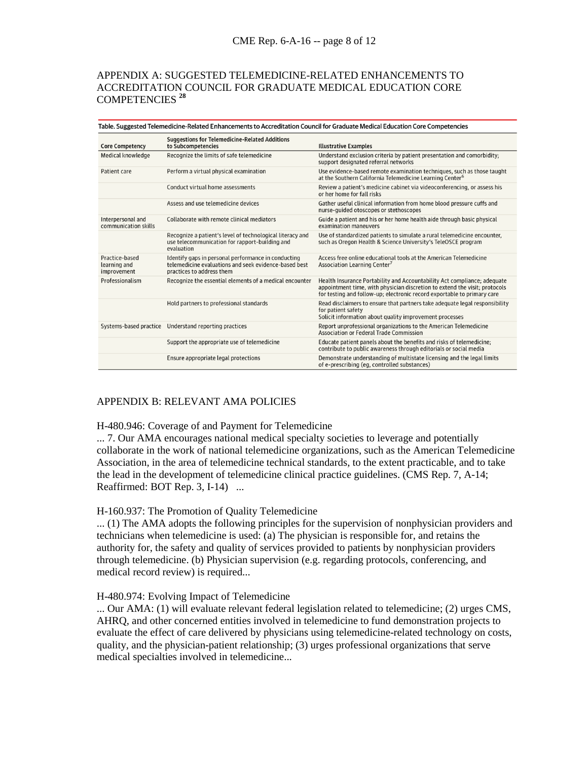## APPENDIX A: SUGGESTED TELEMEDICINE-RELATED ENHANCEMENTS TO ACCREDITATION COUNCIL FOR GRADUATE MEDICAL EDUCATION CORE COMPETENCIES [28]

**Table. Suggested Telemedicine-Related Enhancements to Accreditation Council for Graduate Medical Education Core Competencies**

| Core Competency | Suggestions for Telemedicine-Related Additions to Subcompetencies | Illustrative Examples |
|---|---|---|
| Medical knowledge | Recognize the limits of safe telemedicine | Understand exclusion criteria by patient presentation and comorbidity; support designated referral networks |
| Patient care | Perform a virtual physical examination | Use evidence-based remote examination techniques, such as those taught at the Southern California Telemedicine Learning Center[6] |
| | Conduct virtual home assessments | Review a patient's medicine cabinet via videoconferencing, or assess his or her home for fall risks |
| | Assess and use telemedicine devices | Gather useful clinical information from home blood pressure cuffs and nurse-guided otoscopes or stethoscopes |
| Interpersonal and communication skills | Collaborate with remote clinical mediators | Guide a patient and his or her home health aide through basic physical examination maneuvers |
| | Recognize a patient's level of technological literacy and use telecommunication for rapport-building and evaluation | Use of standardized patients to simulate a rural telemedicine encounter, such as Oregon Health & Science University's TeleOSCE program |
| Practice-based learning and improvement | Identify gaps in personal performance in conducting telemedicine evaluations and seek evidence-based best practices to address them | Access free online educational tools at the American Telemedicine Association Learning Center[7] |
| Professionalism | Recognize the essential elements of a medical encounter | Health Insurance Portability and Accountability Act compliance; adequate appointment time, with physician discretion to extend the visit; protocols for testing and follow-up; electronic record exportable to primary care |
| | Hold partners to professional standards | Read disclaimers to ensure that partners take adequate legal responsibility for patient safety<br>Solicit information about quality improvement processes |
| Systems-based practice | Understand reporting practices | Report unprofessional organizations to the American Telemedicine Association or Federal Trade Commission |
| | Support the appropriate use of telemedicine | Educate patient panels about the benefits and risks of telemedicine; contribute to public awareness through editorials or social media |
| | Ensure appropriate legal protections | Demonstrate understanding of multistate licensing and the legal limits of e-prescribing (eg, controlled substances) |

## APPENDIX B: RELEVANT AMA POLICIES

H-480.946: Coverage of and Payment for Telemedicine

... 7. Our AMA encourages national medical specialty societies to leverage and potentially collaborate in the work of national telemedicine organizations, such as the American Telemedicine Association, in the area of telemedicine technical standards, to the extent practicable, and to take the lead in the development of telemedicine clinical practice guidelines. (CMS Rep. 7, A-14; Reaffirmed: BOT Rep. 3, I-14) ...

H-160.937: The Promotion of Quality Telemedicine

... (1) The AMA adopts the following principles for the supervision of nonphysician providers and technicians when telemedicine is used: (a) The physician is responsible for, and retains the authority for, the safety and quality of services provided to patients by nonphysician providers through telemedicine. (b) Physician supervision (e.g. regarding protocols, conferencing, and medical record review) is required...

H-480.974: Evolving Impact of Telemedicine

... Our AMA: (1) will evaluate relevant federal legislation related to telemedicine; (2) urges CMS, AHRQ, and other concerned entities involved in telemedicine to fund demonstration projects to evaluate the effect of care delivered by physicians using telemedicine-related technology on costs, quality, and the physician-patient relationship; (3) urges professional organizations that serve medical specialties involved in telemedicine...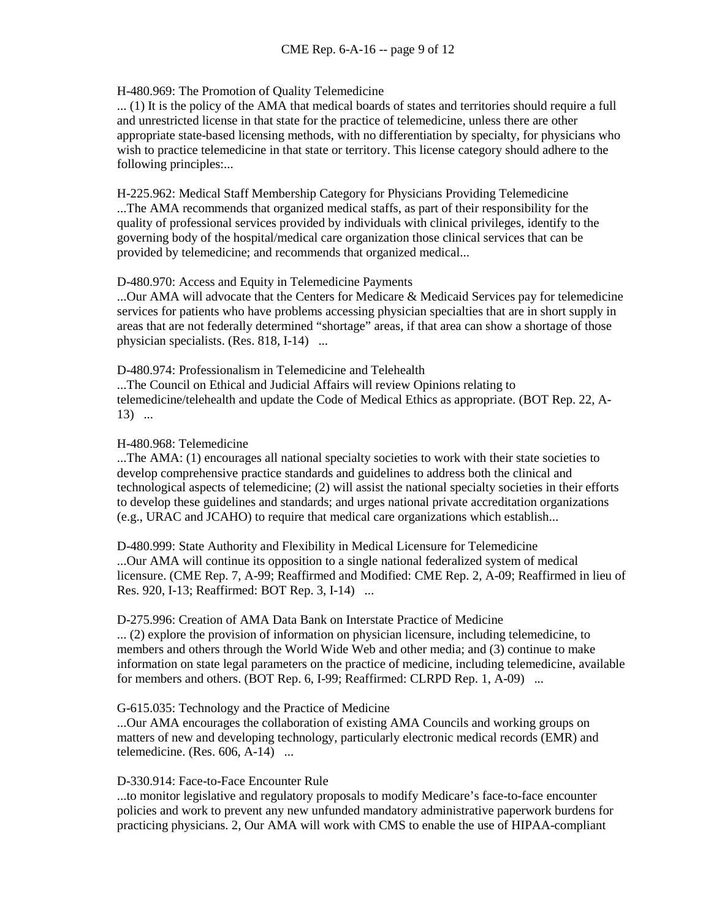H-480.969: The Promotion of Quality Telemedicine
... (1) It is the policy of the AMA that medical boards of states and territories should require a full and unrestricted license in that state for the practice of telemedicine, unless there are other appropriate state-based licensing methods, with no differentiation by specialty, for physicians who wish to practice telemedicine in that state or territory. This license category should adhere to the following principles:...

H-225.962: Medical Staff Membership Category for Physicians Providing Telemedicine
...The AMA recommends that organized medical staffs, as part of their responsibility for the quality of professional services provided by individuals with clinical privileges, identify to the governing body of the hospital/medical care organization those clinical services that can be provided by telemedicine; and recommends that organized medical...

D-480.970: Access and Equity in Telemedicine Payments
...Our AMA will advocate that the Centers for Medicare & Medicaid Services pay for telemedicine services for patients who have problems accessing physician specialties that are in short supply in areas that are not federally determined "shortage" areas, if that area can show a shortage of those physician specialists. (Res. 818, I-14) ...

D-480.974: Professionalism in Telemedicine and Telehealth
...The Council on Ethical and Judicial Affairs will review Opinions relating to telemedicine/telehealth and update the Code of Medical Ethics as appropriate. (BOT Rep. 22, A-13) ...

H-480.968: Telemedicine
...The AMA: (1) encourages all national specialty societies to work with their state societies to develop comprehensive practice standards and guidelines to address both the clinical and technological aspects of telemedicine; (2) will assist the national specialty societies in their efforts to develop these guidelines and standards; and urges national private accreditation organizations (e.g., URAC and JCAHO) to require that medical care organizations which establish...

D-480.999: State Authority and Flexibility in Medical Licensure for Telemedicine
...Our AMA will continue its opposition to a single national federalized system of medical licensure. (CME Rep. 7, A-99; Reaffirmed and Modified: CME Rep. 2, A-09; Reaffirmed in lieu of Res. 920, I-13; Reaffirmed: BOT Rep. 3, I-14) ...

D-275.996: Creation of AMA Data Bank on Interstate Practice of Medicine
... (2) explore the provision of information on physician licensure, including telemedicine, to members and others through the World Wide Web and other media; and (3) continue to make information on state legal parameters on the practice of medicine, including telemedicine, available for members and others. (BOT Rep. 6, I-99; Reaffirmed: CLRPD Rep. 1, A-09) ...

G-615.035: Technology and the Practice of Medicine
...Our AMA encourages the collaboration of existing AMA Councils and working groups on matters of new and developing technology, particularly electronic medical records (EMR) and telemedicine. (Res. 606, A-14) ...

D-330.914: Face-to-Face Encounter Rule
...to monitor legislative and regulatory proposals to modify Medicare's face-to-face encounter policies and work to prevent any new unfunded mandatory administrative paperwork burdens for practicing physicians. 2, Our AMA will work with CMS to enable the use of HIPAA-compliant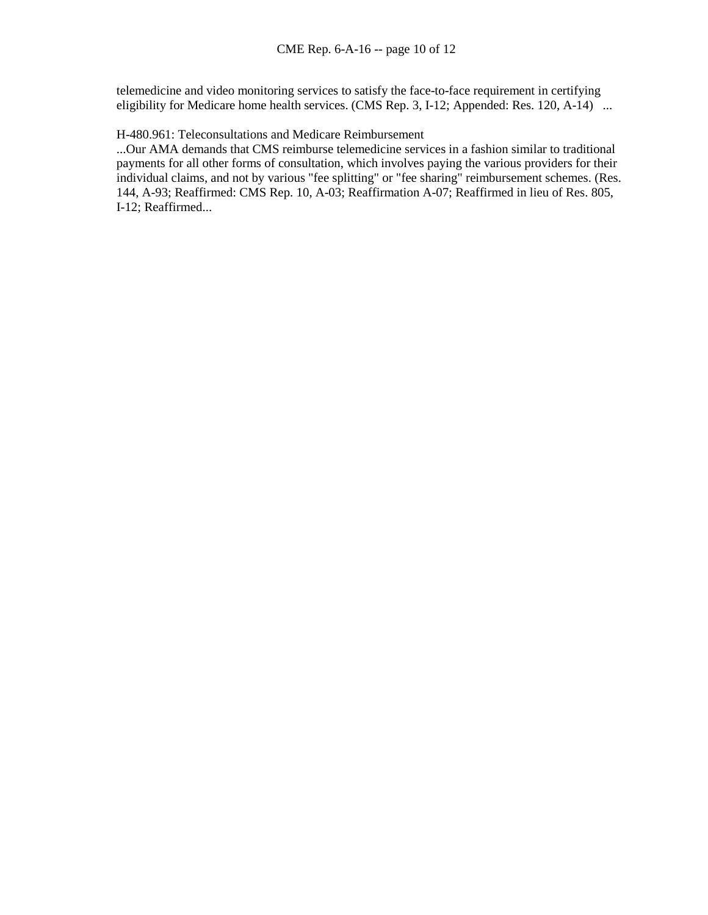telemedicine and video monitoring services to satisfy the face-to-face requirement in certifying eligibility for Medicare home health services. (CMS Rep. 3, I-12; Appended: Res. 120, A-14) ...

H-480.961: Teleconsultations and Medicare Reimbursement
...Our AMA demands that CMS reimburse telemedicine services in a fashion similar to traditional payments for all other forms of consultation, which involves paying the various providers for their individual claims, and not by various "fee splitting" or "fee sharing" reimbursement schemes. (Res. 144, A-93; Reaffirmed: CMS Rep. 10, A-03; Reaffirmation A-07; Reaffirmed in lieu of Res. 805, I-12; Reaffirmed...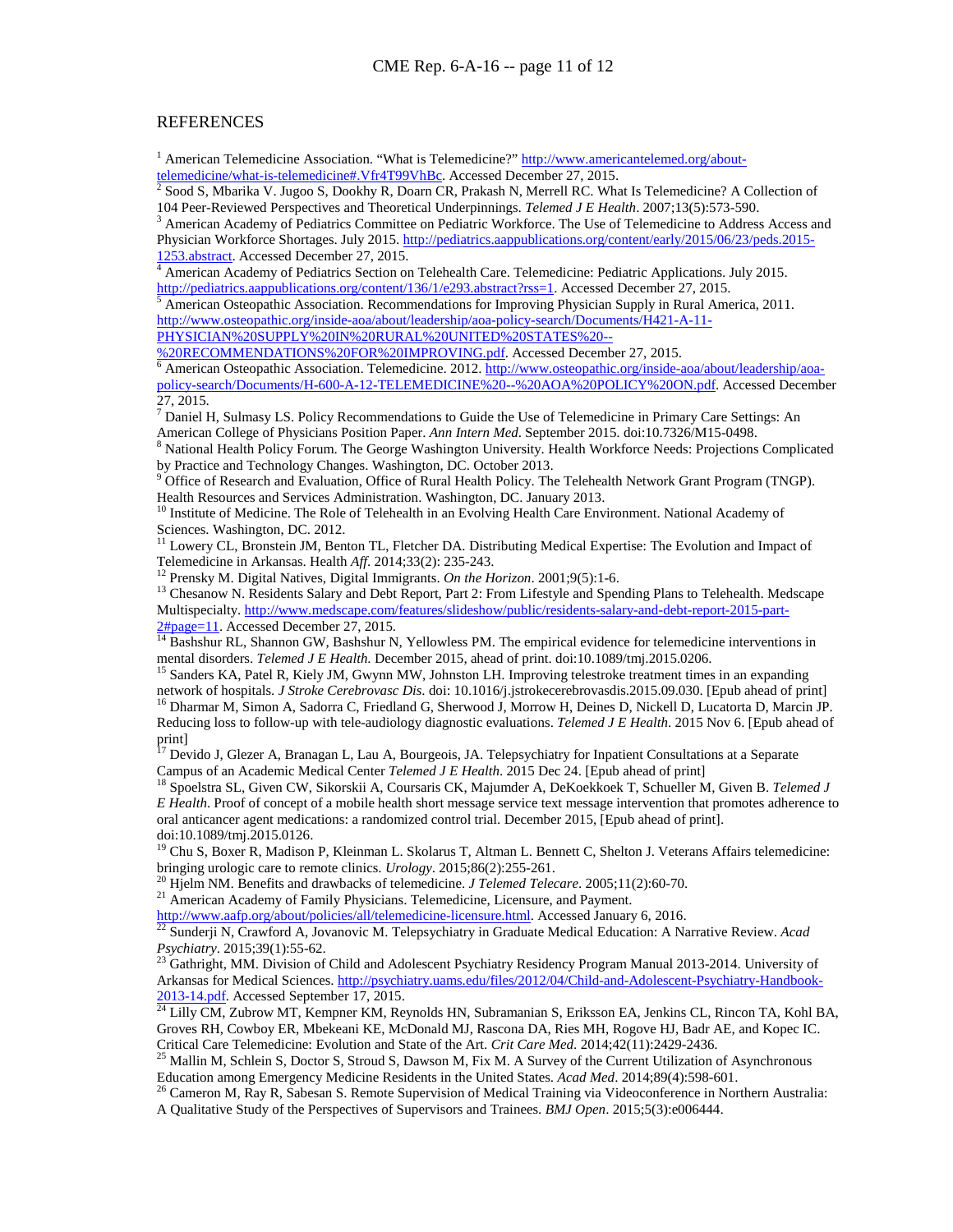REFERENCES

[1] American Telemedicine Association. "What is Telemedicine?" http://www.americantelemed.org/about-telemedicine/what-is-telemedicine#.Vfr4T99VhBc. Accessed December 27, 2015.

[2] Sood S, Mbarika V. Jugoo S, Dookhy R, Doarn CR, Prakash N, Merrell RC. What Is Telemedicine? A Collection of 104 Peer-Reviewed Perspectives and Theoretical Underpinnings. *Telemed J E Health*. 2007;13(5):573-590.

[3] American Academy of Pediatrics Committee on Pediatric Workforce. The Use of Telemedicine to Address Access and Physician Workforce Shortages. July 2015. http://pediatrics.aappublications.org/content/early/2015/06/23/peds.2015-1253.abstract. Accessed December 27, 2015.

[4] American Academy of Pediatrics Section on Telehealth Care. Telemedicine: Pediatric Applications. July 2015. http://pediatrics.aappublications.org/content/136/1/e293.abstract?rss=1. Accessed December 27, 2015.

[5] American Osteopathic Association. Recommendations for Improving Physician Supply in Rural America, 2011. http://www.osteopathic.org/inside-aoa/about/leadership/aoa-policy-search/Documents/H421-A-11-PHYSICIAN%20SUPPLY%20IN%20RURAL%20UNITED%20STATES%20--%20RECOMMENDATIONS%20FOR%20IMPROVING.pdf. Accessed December 27, 2015.

[6] American Osteopathic Association. Telemedicine. 2012. http://www.osteopathic.org/inside-aoa/about/leadership/aoa-policy-search/Documents/H-600-A-12-TELEMEDICINE%20--%20AOA%20POLICY%20ON.pdf. Accessed December 27, 2015.

[7] Daniel H, Sulmasy LS. Policy Recommendations to Guide the Use of Telemedicine in Primary Care Settings: An American College of Physicians Position Paper. *Ann Intern Med*. September 2015. doi:10.7326/M15-0498.

[8] National Health Policy Forum. The George Washington University. Health Workforce Needs: Projections Complicated by Practice and Technology Changes. Washington, DC. October 2013.

[9] Office of Research and Evaluation, Office of Rural Health Policy. The Telehealth Network Grant Program (TNGP). Health Resources and Services Administration. Washington, DC. January 2013.

[10] Institute of Medicine. The Role of Telehealth in an Evolving Health Care Environment. National Academy of Sciences. Washington, DC. 2012.

[11] Lowery CL, Bronstein JM, Benton TL, Fletcher DA. Distributing Medical Expertise: The Evolution and Impact of Telemedicine in Arkansas. Health *Aff*. 2014;33(2): 235-243.

[12] Prensky M. Digital Natives, Digital Immigrants. *On the Horizon*. 2001;9(5):1-6.

[13] Chesanow N. Residents Salary and Debt Report, Part 2: From Lifestyle and Spending Plans to Telehealth. Medscape Multispecialty. http://www.medscape.com/features/slideshow/public/residents-salary-and-debt-report-2015-part-2#page=11. Accessed December 27, 2015.

[14] Bashshur RL, Shannon GW, Bashshur N, Yellowless PM. The empirical evidence for telemedicine interventions in mental disorders. *Telemed J E Health*. December 2015, ahead of print. doi:10.1089/tmj.2015.0206.

[15] Sanders KA, Patel R, Kiely JM, Gwynn MW, Johnston LH. Improving telestroke treatment times in an expanding network of hospitals. *J Stroke Cerebrovasc Dis*. doi: 10.1016/j.jstrokecerebrovasdis.2015.09.030. [Epub ahead of print]

[16] Dharmar M, Simon A, Sadorra C, Friedland G, Sherwood J, Morrow H, Deines D, Nickell D, Lucatorta D, Marcin JP. Reducing loss to follow-up with tele-audiology diagnostic evaluations. *Telemed J E Health*. 2015 Nov 6. [Epub ahead of print]

[17] Devido J, Glezer A, Branagan L, Lau A, Bourgeois, JA. Telepsychiatry for Inpatient Consultations at a Separate Campus of an Academic Medical Center *Telemed J E Health*. 2015 Dec 24. [Epub ahead of print]

[18] Spoelstra SL, Given CW, Sikorskii A, Coursaris CK, Majumder A, DeKoekkoek T, Schueller M, Given B. *Telemed J E Health*. Proof of concept of a mobile health short message service text message intervention that promotes adherence to oral anticancer agent medications: a randomized control trial. December 2015, [Epub ahead of print]. doi:10.1089/tmj.2015.0126.

[19] Chu S, Boxer R, Madison P, Kleinman L. Skolarus T, Altman L. Bennett C, Shelton J. Veterans Affairs telemedicine: bringing urologic care to remote clinics. *Urology*. 2015;86(2):255-261.

[20] Hjelm NM. Benefits and drawbacks of telemedicine. *J Telemed Telecare*. 2005;11(2):60-70.

[21] American Academy of Family Physicians. Telemedicine, Licensure, and Payment. http://www.aafp.org/about/policies/all/telemedicine-licensure.html. Accessed January 6, 2016.

[22] Sunderji N, Crawford A, Jovanovic M. Telepsychiatry in Graduate Medical Education: A Narrative Review. *Acad Psychiatry*. 2015;39(1):55-62.

[23] Gathright, MM. Division of Child and Adolescent Psychiatry Residency Program Manual 2013-2014. University of Arkansas for Medical Sciences. http://psychiatry.uams.edu/files/2012/04/Child-and-Adolescent-Psychiatry-Handbook-2013-14.pdf. Accessed September 17, 2015.

[24] Lilly CM, Zubrow MT, Kempner KM, Reynolds HN, Subramanian S, Eriksson EA, Jenkins CL, Rincon TA, Kohl BA, Groves RH, Cowboy ER, Mbekeani KE, McDonald MJ, Rascona DA, Ries MH, Rogove HJ, Badr AE, and Kopec IC. Critical Care Telemedicine: Evolution and State of the Art. *Crit Care Med*. 2014;42(11):2429-2436.

[25] Mallin M, Schlein S, Doctor S, Stroud S, Dawson M, Fix M. A Survey of the Current Utilization of Asynchronous Education among Emergency Medicine Residents in the United States. *Acad Med*. 2014;89(4):598-601.

[26] Cameron M, Ray R, Sabesan S. Remote Supervision of Medical Training via Videoconference in Northern Australia: A Qualitative Study of the Perspectives of Supervisors and Trainees. *BMJ Open*. 2015;5(3):e006444.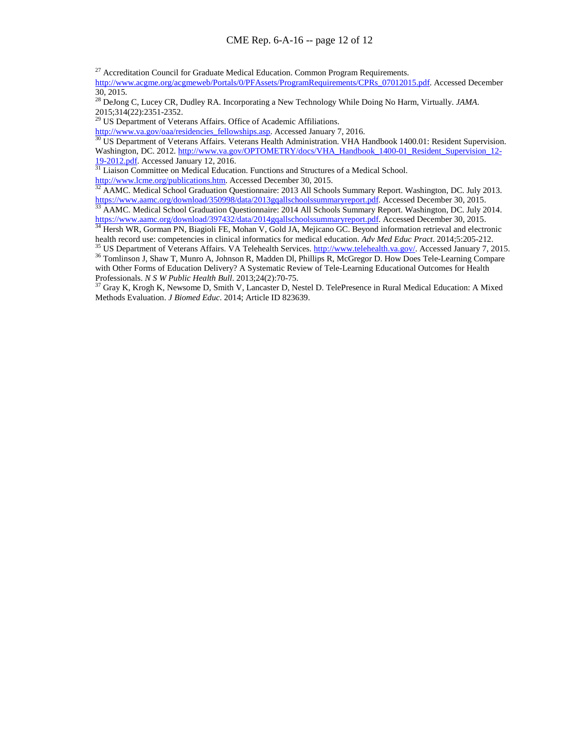[27] Accreditation Council for Graduate Medical Education. Common Program Requirements. http://www.acgme.org/acgmeweb/Portals/0/PFAssets/ProgramRequirements/CPRs_07012015.pdf. Accessed December 30, 2015.

[28] DeJong C, Lucey CR, Dudley RA. Incorporating a New Technology While Doing No Harm, Virtually. *JAMA*. 2015;314(22):2351-2352.

[29] US Department of Veterans Affairs. Office of Academic Affiliations. http://www.va.gov/oaa/residencies_fellowships.asp. Accessed January 7, 2016.

[30] US Department of Veterans Affairs. Veterans Health Administration. VHA Handbook 1400.01: Resident Supervision. Washington, DC. 2012. http://www.va.gov/OPTOMETRY/docs/VHA_Handbook_1400-01_Resident_Supervision_12-19-2012.pdf. Accessed January 12, 2016.

[31] Liaison Committee on Medical Education. Functions and Structures of a Medical School. http://www.lcme.org/publications.htm. Accessed December 30, 2015.

[32] AAMC. Medical School Graduation Questionnaire: 2013 All Schools Summary Report. Washington, DC. July 2013. https://www.aamc.org/download/350998/data/2013gqallschoolssummaryreport.pdf. Accessed December 30, 2015.

[33] AAMC. Medical School Graduation Questionnaire: 2014 All Schools Summary Report. Washington, DC. July 2014. https://www.aamc.org/download/397432/data/2014gqallschoolssummaryreport.pdf. Accessed December 30, 2015.

[34] Hersh WR, Gorman PN, Biagioli FE, Mohan V, Gold JA, Mejicano GC. Beyond information retrieval and electronic health record use: competencies in clinical informatics for medical education. *Adv Med Educ Pract*. 2014;5:205-212.

[35] US Department of Veterans Affairs. VA Telehealth Services. http://www.telehealth.va.gov/. Accessed January 7, 2015.

[36] Tomlinson J, Shaw T, Munro A, Johnson R, Madden Dl, Phillips R, McGregor D. How Does Tele-Learning Compare with Other Forms of Education Delivery? A Systematic Review of Tele-Learning Educational Outcomes for Health Professionals. *N S W Public Health Bull*. 2013;24(2):70-75.

[37] Gray K, Krogh K, Newsome D, Smith V, Lancaster D, Nestel D. TelePresence in Rural Medical Education: A Mixed Methods Evaluation. *J Biomed Educ*. 2014; Article ID 823639.